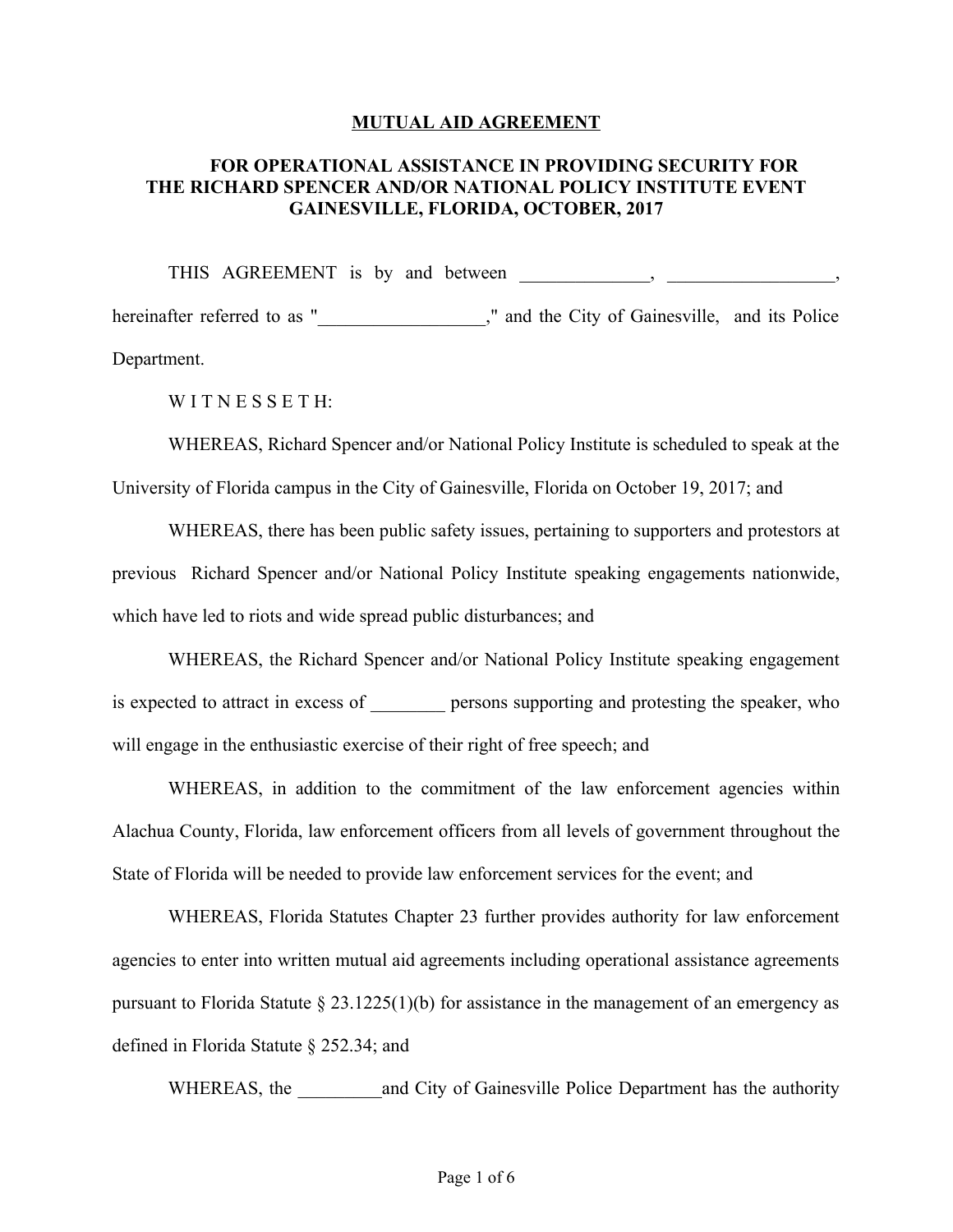**MUTUAL AID AGREEMENT**

**FOR OPERATIONAL ASSISTANCE IN PROVIDING SECURITY FOR THE RICHARD SPENCER AND/OR NATIONAL POLICY INSTITUTE EVENT GAINESVILLE, FLORIDA, OCTOBER, 2017**

THIS AGREEMENT is by and between ______________, __________________, hereinafter referred to as "__________________," and the City of Gainesville, and its Police Department.

W I T N E S S E T H:

WHEREAS, Richard Spencer and/or National Policy Institute is scheduled to speak at the University of Florida campus in the City of Gainesville, Florida on October 19, 2017; and

WHEREAS, there has been public safety issues, pertaining to supporters and protestors at previous Richard Spencer and/or National Policy Institute speaking engagements nationwide, which have led to riots and wide spread public disturbances; and

WHEREAS, the Richard Spencer and/or National Policy Institute speaking engagement is expected to attract in excess of ________ persons supporting and protesting the speaker, who will engage in the enthusiastic exercise of their right of free speech; and

WHEREAS, in addition to the commitment of the law enforcement agencies within Alachua County, Florida, law enforcement officers from all levels of government throughout the State of Florida will be needed to provide law enforcement services for the event; and

WHEREAS, Florida Statutes Chapter 23 further provides authority for law enforcement agencies to enter into written mutual aid agreements including operational assistance agreements pursuant to Florida Statute § 23.1225(1)(b) for assistance in the management of an emergency as defined in Florida Statute § 252.34; and

WHEREAS, the _________and City of Gainesville Police Department has the authority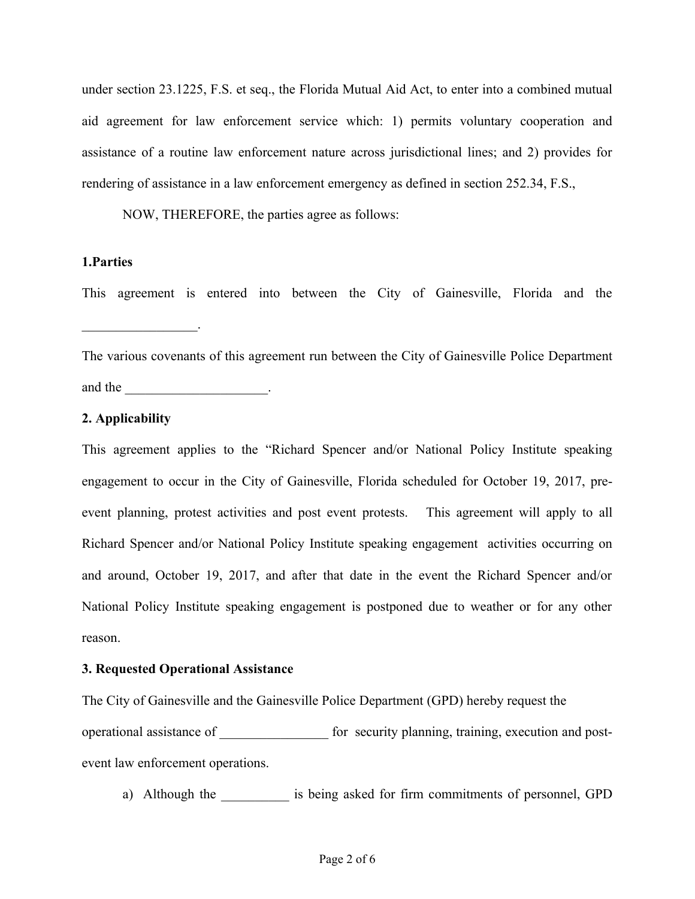under section 23.1225, F.S. et seq., the Florida Mutual Aid Act, to enter into a combined mutual aid agreement for law enforcement service which: 1) permits voluntary cooperation and assistance of a routine law enforcement nature across jurisdictional lines; and 2) provides for rendering of assistance in a law enforcement emergency as defined in section 252.34, F.S.,

NOW, THEREFORE, the parties agree as follows:

**1.Parties**

This agreement is entered into between the City of Gainesville, Florida and the _________________.

The various covenants of this agreement run between the City of Gainesville Police Department and the _____________________.

**2. Applicability**

This agreement applies to the "Richard Spencer and/or National Policy Institute speaking engagement to occur in the City of Gainesville, Florida scheduled for October 19, 2017, pre-event planning, protest activities and post event protests. This agreement will apply to all Richard Spencer and/or National Policy Institute speaking engagement activities occurring on and around, October 19, 2017, and after that date in the event the Richard Spencer and/or National Policy Institute speaking engagement is postponed due to weather or for any other reason.

**3. Requested Operational Assistance**

The City of Gainesville and the Gainesville Police Department (GPD) hereby request the operational assistance of ________________ for security planning, training, execution and post-event law enforcement operations.

a) Although the __________ is being asked for firm commitments of personnel, GPD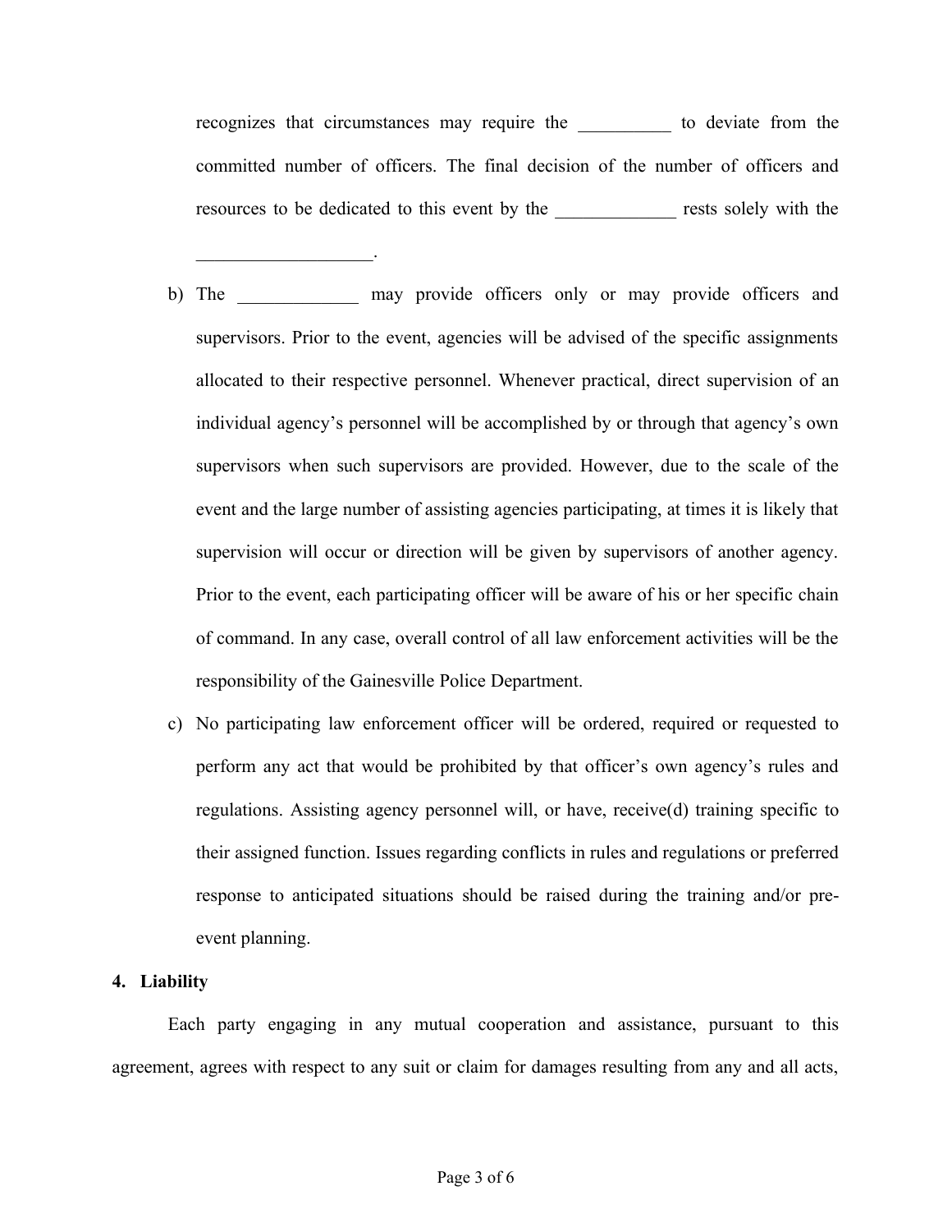recognizes that circumstances may require the __________ to deviate from the committed number of officers. The final decision of the number of officers and resources to be dedicated to this event by the _____________ rests solely with the ___________________.

b) The _____________ may provide officers only or may provide officers and supervisors. Prior to the event, agencies will be advised of the specific assignments allocated to their respective personnel. Whenever practical, direct supervision of an individual agency's personnel will be accomplished by or through that agency's own supervisors when such supervisors are provided. However, due to the scale of the event and the large number of assisting agencies participating, at times it is likely that supervision will occur or direction will be given by supervisors of another agency. Prior to the event, each participating officer will be aware of his or her specific chain of command. In any case, overall control of all law enforcement activities will be the responsibility of the Gainesville Police Department.

c) No participating law enforcement officer will be ordered, required or requested to perform any act that would be prohibited by that officer's own agency's rules and regulations. Assisting agency personnel will, or have, receive(d) training specific to their assigned function. Issues regarding conflicts in rules and regulations or preferred response to anticipated situations should be raised during the training and/or pre-event planning.

**4. Liability**

Each party engaging in any mutual cooperation and assistance, pursuant to this agreement, agrees with respect to any suit or claim for damages resulting from any and all acts,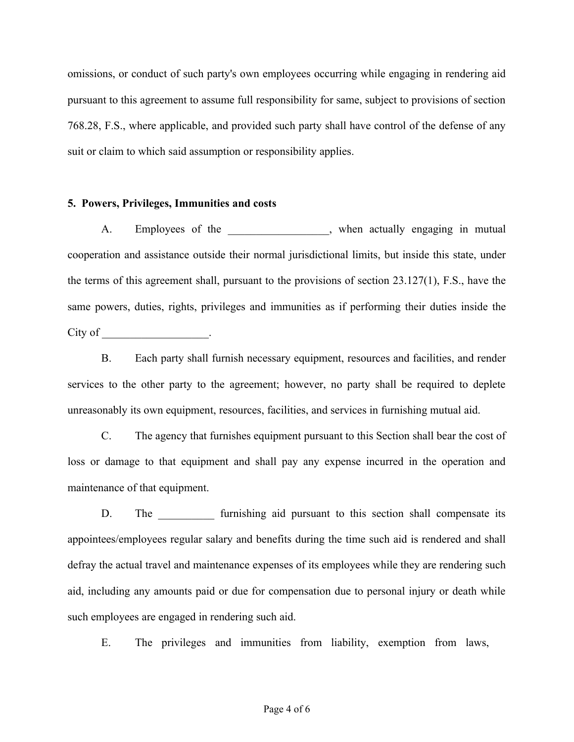omissions, or conduct of such party's own employees occurring while engaging in rendering aid pursuant to this agreement to assume full responsibility for same, subject to provisions of section 768.28, F.S., where applicable, and provided such party shall have control of the defense of any suit or claim to which said assumption or responsibility applies.

**5. Powers, Privileges, Immunities and costs**

A. Employees of the __________________, when actually engaging in mutual cooperation and assistance outside their normal jurisdictional limits, but inside this state, under the terms of this agreement shall, pursuant to the provisions of section 23.127(1), F.S., have the same powers, duties, rights, privileges and immunities as if performing their duties inside the City of ___________________.

B. Each party shall furnish necessary equipment, resources and facilities, and render services to the other party to the agreement; however, no party shall be required to deplete unreasonably its own equipment, resources, facilities, and services in furnishing mutual aid.

C. The agency that furnishes equipment pursuant to this Section shall bear the cost of loss or damage to that equipment and shall pay any expense incurred in the operation and maintenance of that equipment.

D. The __________ furnishing aid pursuant to this section shall compensate its appointees/employees regular salary and benefits during the time such aid is rendered and shall defray the actual travel and maintenance expenses of its employees while they are rendering such aid, including any amounts paid or due for compensation due to personal injury or death while such employees are engaged in rendering such aid.

E. The privileges and immunities from liability, exemption from laws,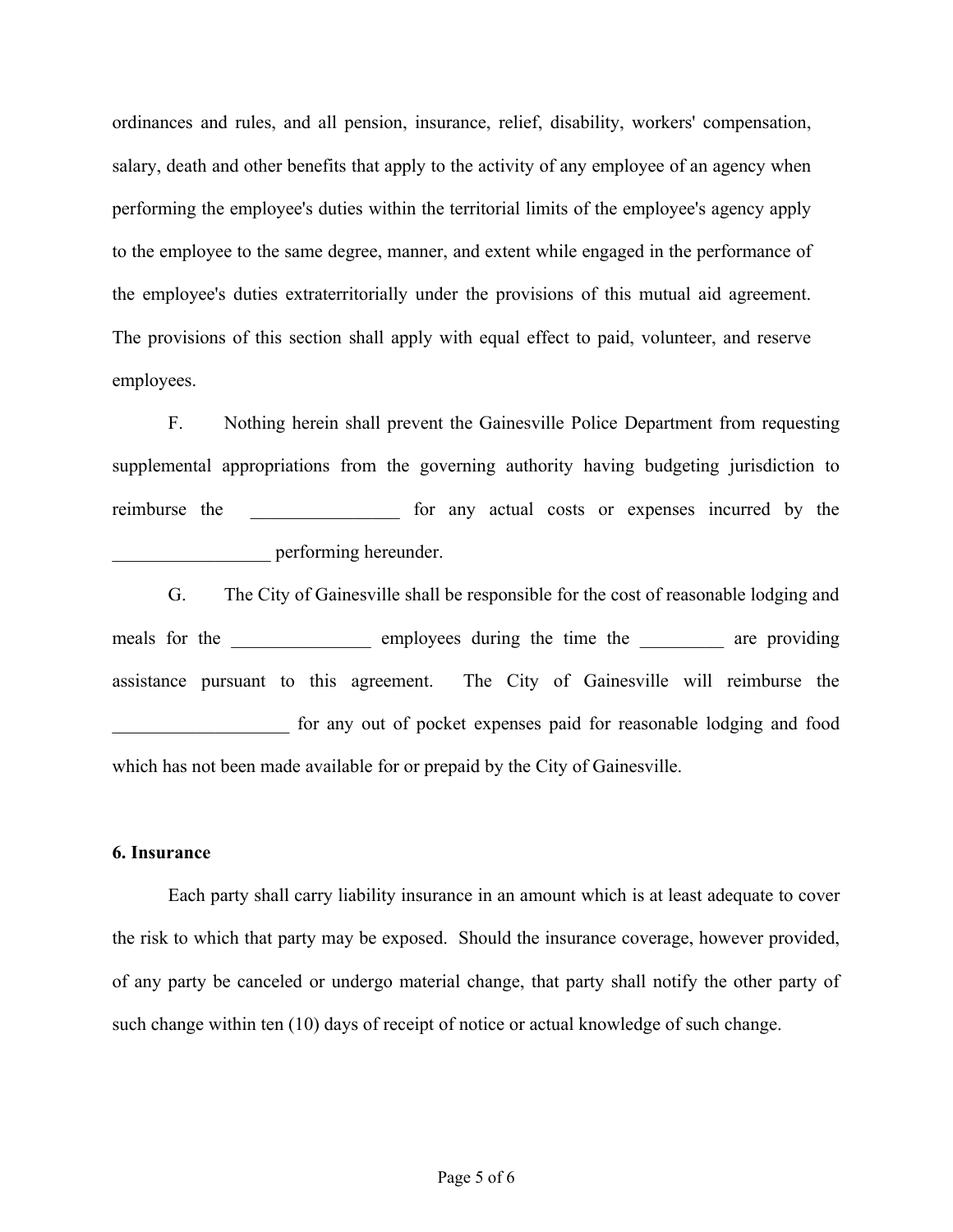ordinances and rules, and all pension, insurance, relief, disability, workers' compensation, salary, death and other benefits that apply to the activity of any employee of an agency when performing the employee's duties within the territorial limits of the employee's agency apply to the employee to the same degree, manner, and extent while engaged in the performance of the employee's duties extraterritorially under the provisions of this mutual aid agreement. The provisions of this section shall apply with equal effect to paid, volunteer, and reserve employees.

F. Nothing herein shall prevent the Gainesville Police Department from requesting supplemental appropriations from the governing authority having budgeting jurisdiction to reimburse the ________________ for any actual costs or expenses incurred by the _________________ performing hereunder.

G. The City of Gainesville shall be responsible for the cost of reasonable lodging and meals for the _______________ employees during the time the _________ are providing assistance pursuant to this agreement. The City of Gainesville will reimburse the ___________________ for any out of pocket expenses paid for reasonable lodging and food which has not been made available for or prepaid by the City of Gainesville.

**6. Insurance**

Each party shall carry liability insurance in an amount which is at least adequate to cover the risk to which that party may be exposed. Should the insurance coverage, however provided, of any party be canceled or undergo material change, that party shall notify the other party of such change within ten (10) days of receipt of notice or actual knowledge of such change.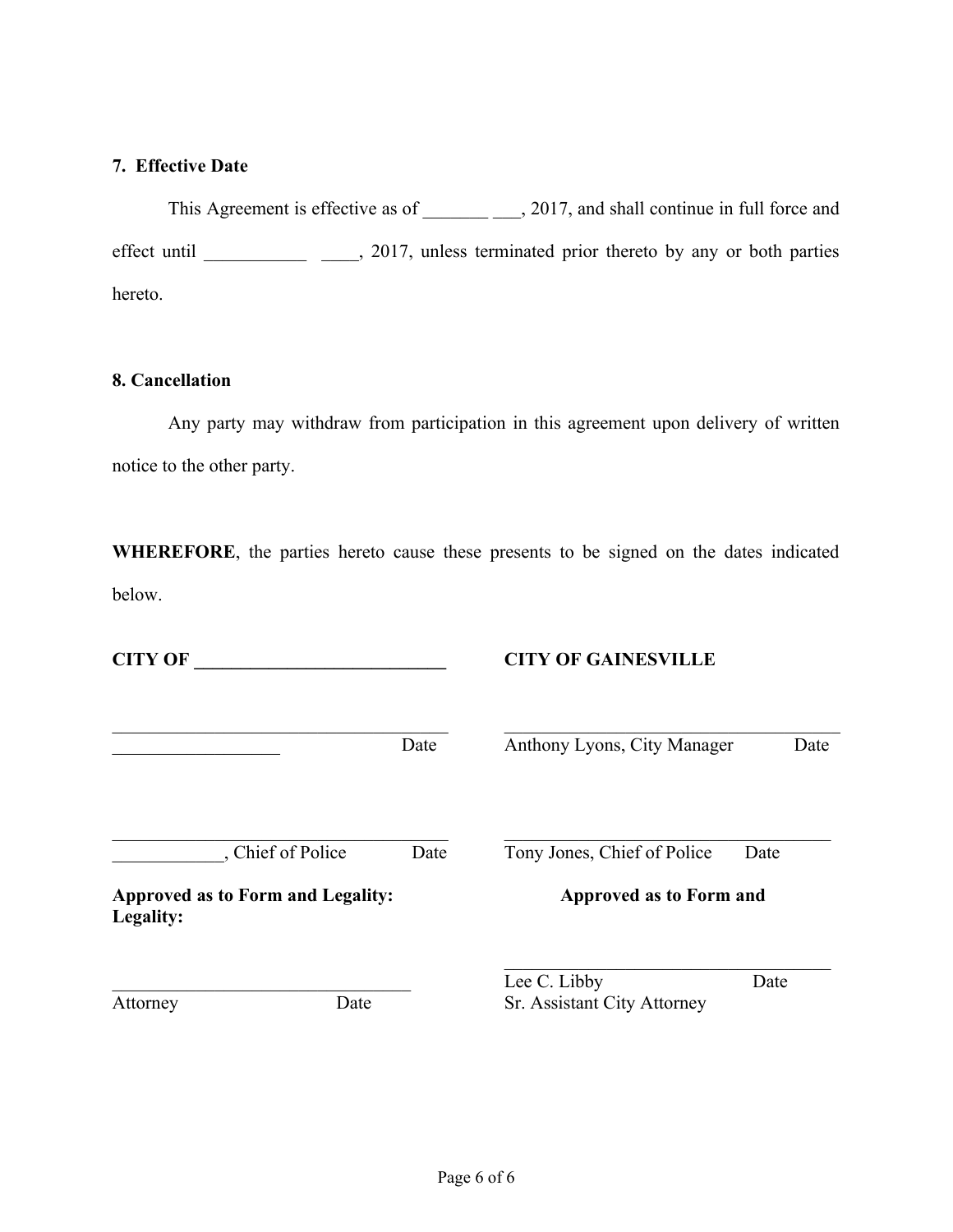**7. Effective Date**

This Agreement is effective as of _______ ___, 2017, and shall continue in full force and effect until ___________ ____, 2017, unless terminated prior thereto by any or both parties hereto.

**8. Cancellation**

Any party may withdraw from participation in this agreement upon delivery of written notice to the other party.

**WHEREFORE**, the parties hereto cause these presents to be signed on the dates indicated below.

**CITY OF ___________________________**

____________________________________
__________________ Date

____________________________________
____________, Chief of Police Date

**Approved as to Form and Legality:**

________________________________
Attorney Date

**CITY OF GAINESVILLE**

____________________________________
Anthony Lyons, City Manager Date

____________________________________
Tony Jones, Chief of Police Date

**Approved as to Form and Legality:**

____________________________________
Lee C. Libby Date
Sr. Assistant City Attorney